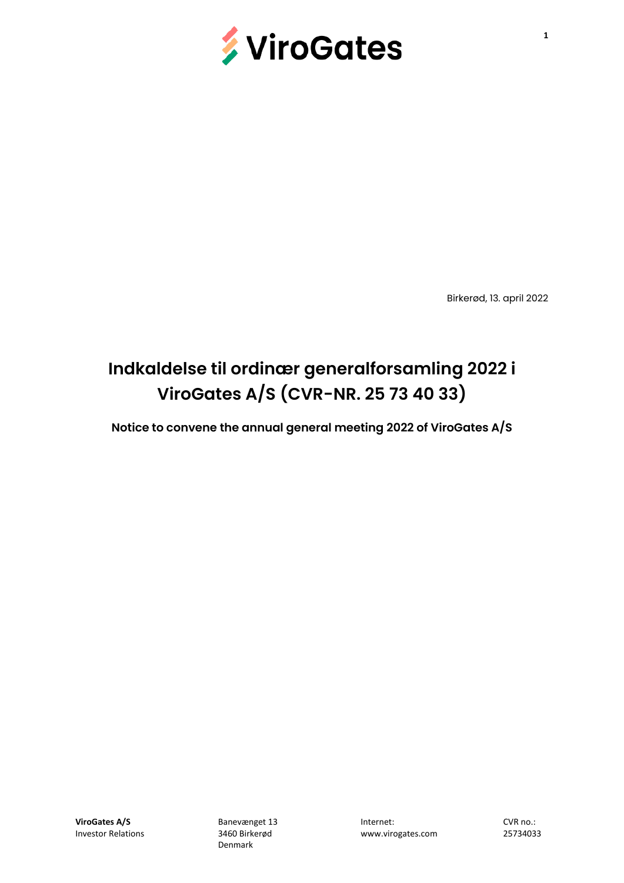Birkerød, 13. april 2022

# Indkaldelse til ordinær generalforsamling 2022 i ViroGates A/S (CVR-NR. 25 73 40 33)

### Notice to convene the annual general meeting 2022 of ViroGates A/S

**ViroGates A/S**
Investor Relations

Banevænget 13
3460 Birkerød
Denmark

Internet:
www.virogates.com

CVR no.:
25734033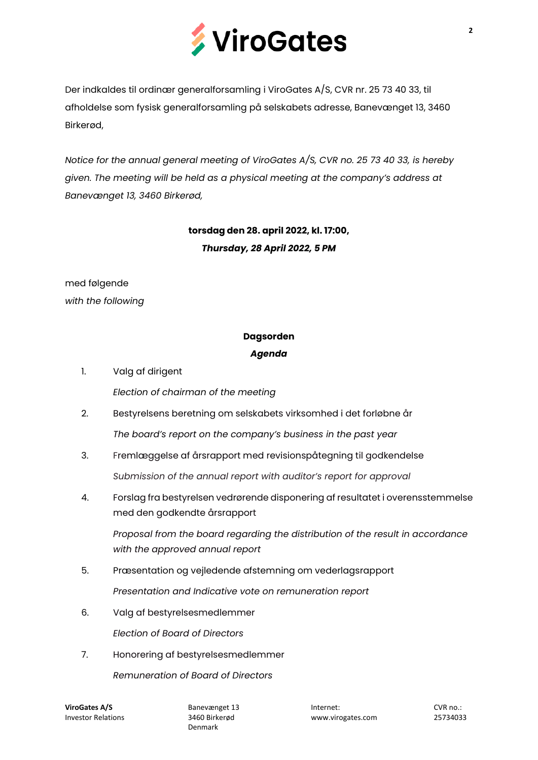Der indkaldes til ordinær generalforsamling i ViroGates A/S, CVR nr. 25 73 40 33, til afholdelse som fysisk generalforsamling på selskabets adresse, Banevænget 13, 3460 Birkerød,

*Notice for the annual general meeting of ViroGates A/S, CVR no. 25 73 40 33, is hereby given. The meeting will be held as a physical meeting at the company's address at Banevænget 13, 3460 Birkerød,*

**torsdag den 28. april 2022, kl. 17:00,**

***Thursday, 28 April 2022, 5 PM***

med følgende
*with the following*

**Dagsorden**

***Agenda***

1. Valg af dirigent

   *Election of chairman of the meeting*

2. Bestyrelsens beretning om selskabets virksomhed i det forløbne år

   *The board's report on the company's business in the past year*

3. Fremlæggelse af årsrapport med revisionspåtegning til godkendelse

   *Submission of the annual report with auditor's report for approval*

4. Forslag fra bestyrelsen vedrørende disponering af resultatet i overensstemmelse med den godkendte årsrapport

   *Proposal from the board regarding the distribution of the result in accordance with the approved annual report*

5. Præsentation og vejledende afstemning om vederlagsrapport

   *Presentation and Indicative vote on remuneration report*

6. Valg af bestyrelsesmedlemmer

   *Election of Board of Directors*

7. Honorering af bestyrelsesmedlemmer

   *Remuneration of Board of Directors*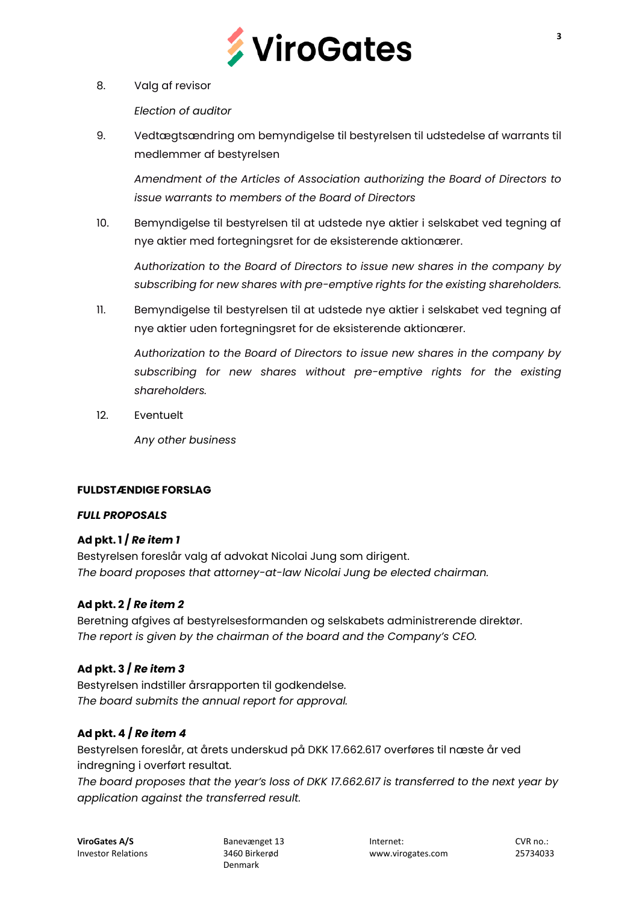8. Valg af revisor

   *Election of auditor*

9. Vedtægtsændring om bemyndigelse til bestyrelsen til udstedelse af warrants til medlemmer af bestyrelsen

   *Amendment of the Articles of Association authorizing the Board of Directors to issue warrants to members of the Board of Directors*

10. Bemyndigelse til bestyrelsen til at udstede nye aktier i selskabet ved tegning af nye aktier med fortegningsret for de eksisterende aktionærer.

    *Authorization to the Board of Directors to issue new shares in the company by subscribing for new shares with pre-emptive rights for the existing shareholders.*

11. Bemyndigelse til bestyrelsen til at udstede nye aktier i selskabet ved tegning af nye aktier uden fortegningsret for de eksisterende aktionærer.

    *Authorization to the Board of Directors to issue new shares in the company by subscribing for new shares without pre-emptive rights for the existing shareholders.*

12. Eventuelt

    *Any other business*

**FULDSTÆNDIGE FORSLAG**

***FULL PROPOSALS***

**Ad pkt. 1 / *Re item 1***

Bestyrelsen foreslår valg af advokat Nicolai Jung som dirigent.
*The board proposes that attorney-at-law Nicolai Jung be elected chairman.*

**Ad pkt. 2 / *Re item 2***

Beretning afgives af bestyrelsesformanden og selskabets administrerende direktør.
*The report is given by the chairman of the board and the Company's CEO.*

**Ad pkt. 3 / *Re item 3***

Bestyrelsen indstiller årsrapporten til godkendelse.
*The board submits the annual report for approval.*

**Ad pkt. 4 / *Re item 4***

Bestyrelsen foreslår, at årets underskud på DKK 17.662.617 overføres til næste år ved indregning i overført resultat.
*The board proposes that the year's loss of DKK 17.662.617 is transferred to the next year by application against the transferred result.*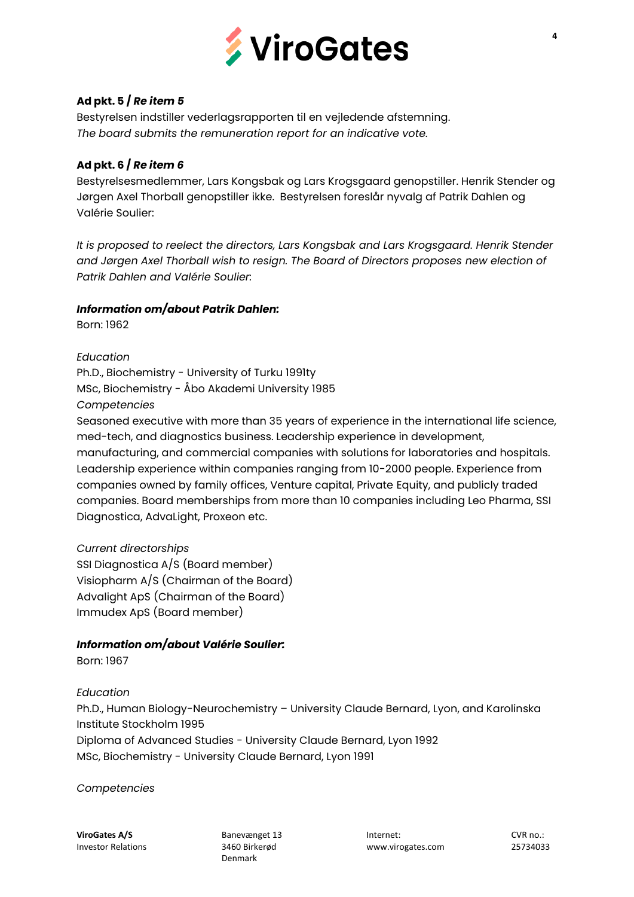**Ad pkt. 5 / *Re item 5***

Bestyrelsen indstiller vederlagsrapporten til en vejledende afstemning.
*The board submits the remuneration report for an indicative vote.*

**Ad pkt. 6 / *Re item 6***

Bestyrelsesmedlemmer, Lars Kongsbak og Lars Krogsgaard genopstiller. Henrik Stender og Jørgen Axel Thorball genopstiller ikke. Bestyrelsen foreslår nyvalg af Patrik Dahlen og Valérie Soulier:

*It is proposed to reelect the directors, Lars Kongsbak and Lars Krogsgaard. Henrik Stender and Jørgen Axel Thorball wish to resign. The Board of Directors proposes new election of Patrik Dahlen and Valérie Soulier.*

***Information om/about Patrik Dahlen:***

Born: 1962

*Education*

Ph.D., Biochemistry - University of Turku 1991ty
MSc, Biochemistry - Åbo Akademi University 1985

*Competencies*

Seasoned executive with more than 35 years of experience in the international life science, med-tech, and diagnostics business. Leadership experience in development, manufacturing, and commercial companies with solutions for laboratories and hospitals. Leadership experience within companies ranging from 10-2000 people. Experience from companies owned by family offices, Venture capital, Private Equity, and publicly traded companies. Board memberships from more than 10 companies including Leo Pharma, SSI Diagnostica, AdvaLight, Proxeon etc.

*Current directorships*

SSI Diagnostica A/S (Board member)
Visiopharm A/S (Chairman of the Board)
Advalight ApS (Chairman of the Board)
Immudex ApS (Board member)

***Information om/about Valérie Soulier:***

Born: 1967

*Education*

Ph.D., Human Biology-Neurochemistry – University Claude Bernard, Lyon, and Karolinska Institute Stockholm 1995
Diploma of Advanced Studies - University Claude Bernard, Lyon 1992
MSc, Biochemistry - University Claude Bernard, Lyon 1991

*Competencies*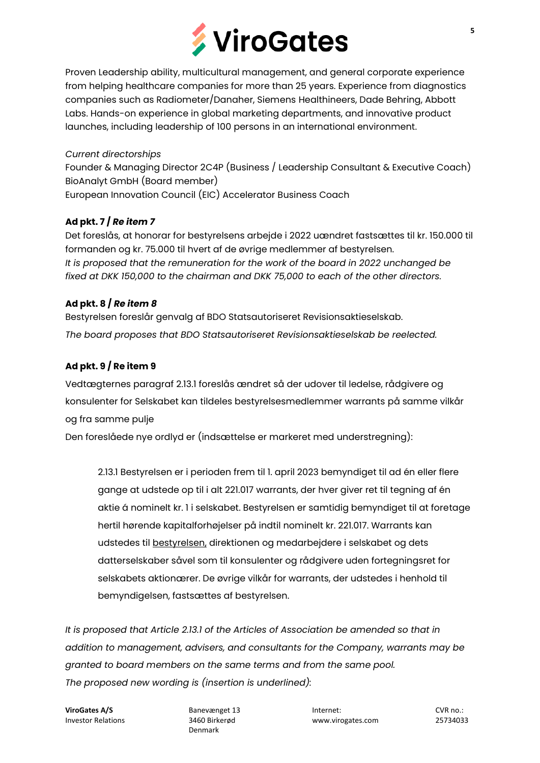Proven Leadership ability, multicultural management, and general corporate experience from helping healthcare companies for more than 25 years. Experience from diagnostics companies such as Radiometer/Danaher, Siemens Healthineers, Dade Behring, Abbott Labs. Hands-on experience in global marketing departments, and innovative product launches, including leadership of 100 persons in an international environment.

*Current directorships*
Founder & Managing Director 2C4P (Business / Leadership Consultant & Executive Coach)
BioAnalyt GmbH (Board member)
European Innovation Council (EIC) Accelerator Business Coach

**Ad pkt. 7 / *Re item 7***

Det foreslås, at honorar for bestyrelsens arbejde i 2022 uændret fastsættes til kr. 150.000 til formanden og kr. 75.000 til hvert af de øvrige medlemmer af bestyrelsen.
*It is proposed that the remuneration for the work of the board in 2022 unchanged be fixed at DKK 150,000 to the chairman and DKK 75,000 to each of the other directors.*

**Ad pkt. 8 / *Re item 8***

Bestyrelsen foreslår genvalg af BDO Statsautoriseret Revisionsaktieselskab.

*The board proposes that BDO Statsautoriseret Revisionsaktieselskab be reelected.*

**Ad pkt. 9 / Re item 9**

Vedtægternes paragraf 2.13.1 foreslås ændret så der udover til ledelse, rådgivere og konsulenter for Selskabet kan tildeles bestyrelsesmedlemmer warrants på samme vilkår og fra samme pulje

Den foreslåede nye ordlyd er (indsættelse er markeret med understregning):

> 2.13.1 Bestyrelsen er i perioden frem til 1. april 2023 bemyndiget til ad én eller flere gange at udstede op til i alt 221.017 warrants, der hver giver ret til tegning af én aktie á nominelt kr. 1 i selskabet. Bestyrelsen er samtidig bemyndiget til at foretage hertil hørende kapitalforhøjelser på indtil nominelt kr. 221.017. Warrants kan udstedes til <u>bestyrelsen,</u> direktionen og medarbejdere i selskabet og dets datterselskaber såvel som til konsulenter og rådgivere uden fortegningsret for selskabets aktionærer. De øvrige vilkår for warrants, der udstedes i henhold til bemyndigelsen, fastsættes af bestyrelsen.

*It is proposed that Article 2.13.1 of the Articles of Association be amended so that in addition to management, advisers, and consultants for the Company, warrants may be granted to board members on the same terms and from the same pool.*

*The proposed new wording is (insertion is underlined)*: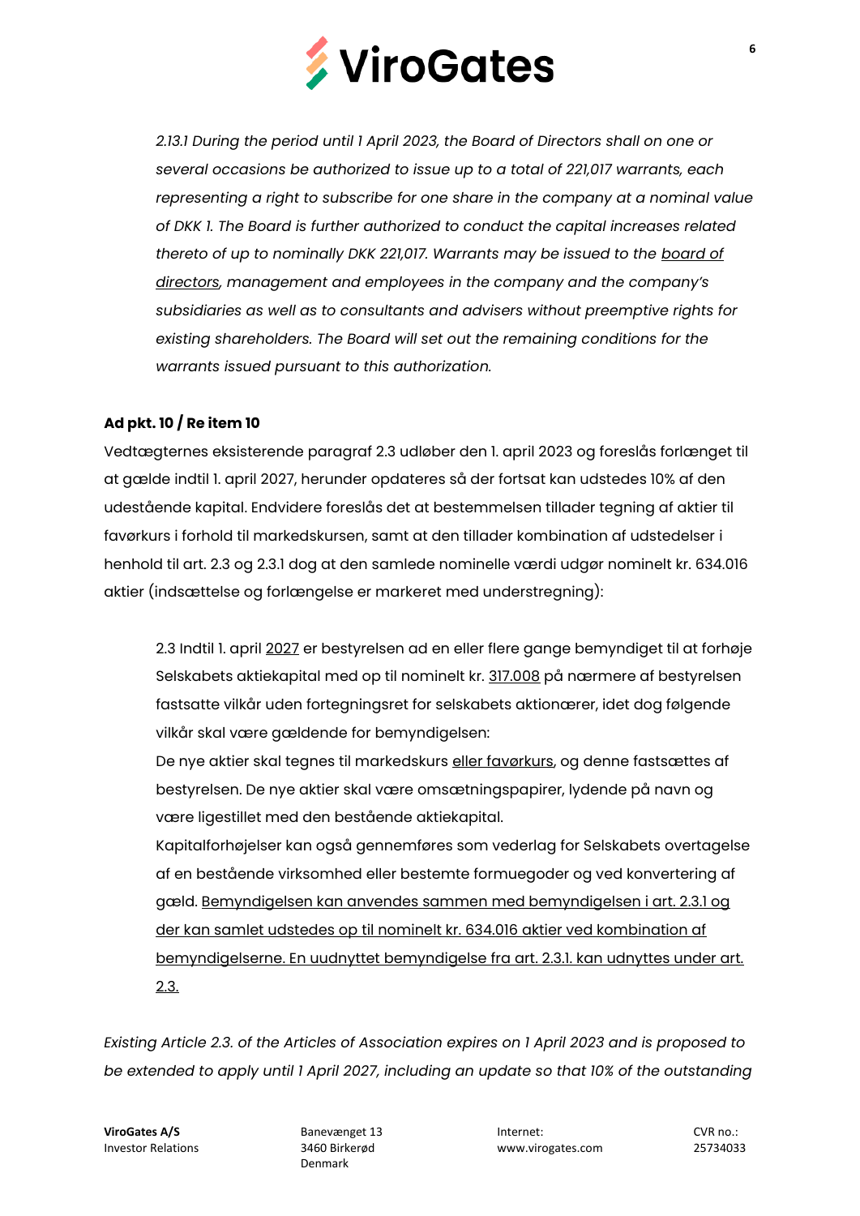*2.13.1 During the period until 1 April 2023, the Board of Directors shall on one or several occasions be authorized to issue up to a total of 221,017 warrants, each representing a right to subscribe for one share in the company at a nominal value of DKK 1. The Board is further authorized to conduct the capital increases related thereto of up to nominally DKK 221,017. Warrants may be issued to the <u>board of directors</u>, management and employees in the company and the company's subsidiaries as well as to consultants and advisers without preemptive rights for existing shareholders. The Board will set out the remaining conditions for the warrants issued pursuant to this authorization.*

**Ad pkt. 10 / Re item 10**

Vedtægternes eksisterende paragraf 2.3 udløber den 1. april 2023 og foreslås forlænget til at gælde indtil 1. april 2027, herunder opdateres så der fortsat kan udstedes 10% af den udestående kapital. Endvidere foreslås det at bestemmelsen tillader tegning af aktier til favørkurs i forhold til markedskursen, samt at den tillader kombination af udstedelser i henhold til art. 2.3 og 2.3.1 dog at den samlede nominelle værdi udgør nominelt kr. 634.016 aktier (indsættelse og forlængelse er markeret med understregning):

> 2.3 Indtil 1. april <u>2027</u> er bestyrelsen ad en eller flere gange bemyndiget til at forhøje Selskabets aktiekapital med op til nominelt kr. <u>317.008</u> på nærmere af bestyrelsen fastsatte vilkår uden fortegningsret for selskabets aktionærer, idet dog følgende vilkår skal være gældende for bemyndigelsen:
>
> De nye aktier skal tegnes til markedskurs <u>eller favørkurs</u>, og denne fastsættes af bestyrelsen. De nye aktier skal være omsætningspapirer, lydende på navn og være ligestillet med den bestående aktiekapital.
>
> Kapitalforhøjelser kan også gennemføres som vederlag for Selskabets overtagelse af en bestående virksomhed eller bestemte formuegoder og ved konvertering af gæld. <u>Bemyndigelsen kan anvendes sammen med bemyndigelsen i art. 2.3.1 og der kan samlet udstedes op til nominelt kr. 634.016 aktier ved kombination af bemyndigelserne. En uudnyttet bemyndigelse fra art. 2.3.1. kan udnyttes under art. 2.3.</u>

*Existing Article 2.3. of the Articles of Association expires on 1 April 2023 and is proposed to be extended to apply until 1 April 2027, including an update so that 10% of the outstanding*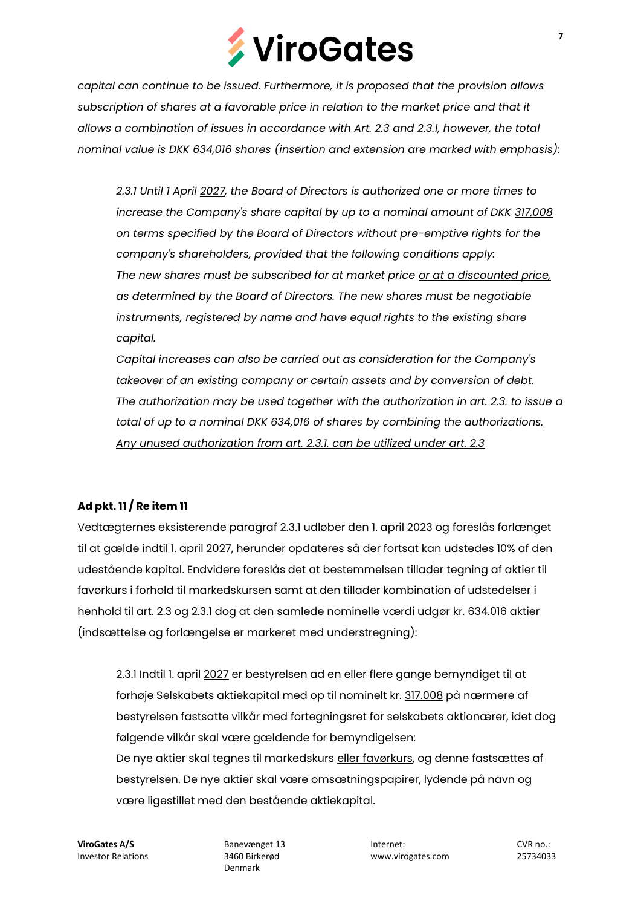*capital can continue to be issued. Furthermore, it is proposed that the provision allows subscription of shares at a favorable price in relation to the market price and that it allows a combination of issues in accordance with Art. 2.3 and 2.3.1, however, the total nominal value is DKK 634,016 shares (insertion and extension are marked with emphasis):*

> *2.3.1 Until 1 April <u>2027</u>, the Board of Directors is authorized one or more times to increase the Company's share capital by up to a nominal amount of DKK <u>317,008</u> on terms specified by the Board of Directors without pre-emptive rights for the company's shareholders, provided that the following conditions apply:*
> *The new shares must be subscribed for at market price <u>or at a discounted price,</u> as determined by the Board of Directors. The new shares must be negotiable instruments, registered by name and have equal rights to the existing share capital.*
> *Capital increases can also be carried out as consideration for the Company's takeover of an existing company or certain assets and by conversion of debt.*
> *<u>The authorization may be used together with the authorization in art. 2.3. to issue a total of up to a nominal DKK 634,016 of shares by combining the authorizations. Any unused authorization from art. 2.3.1. can be utilized under art. 2.3</u>*

**Ad pkt. 11 / Re item 11**

Vedtægternes eksisterende paragraf 2.3.1 udløber den 1. april 2023 og foreslås forlænget til at gælde indtil 1. april 2027, herunder opdateres så der fortsat kan udstedes 10% af den udestående kapital. Endvidere foreslås det at bestemmelsen tillader tegning af aktier til favørkurs i forhold til markedskursen samt at den tillader kombination af udstedelser i henhold til art. 2.3 og 2.3.1 dog at den samlede nominelle værdi udgør kr. 634.016 aktier (indsættelse og forlængelse er markeret med understregning):

> 2.3.1 Indtil 1. april <u>2027</u> er bestyrelsen ad en eller flere gange bemyndiget til at forhøje Selskabets aktiekapital med op til nominelt kr. <u>317.008</u> på nærmere af bestyrelsen fastsatte vilkår med fortegningsret for selskabets aktionærer, idet dog følgende vilkår skal være gældende for bemyndigelsen:
> De nye aktier skal tegnes til markedskurs <u>eller favørkurs</u>, og denne fastsættes af bestyrelsen. De nye aktier skal være omsætningspapirer, lydende på navn og være ligestillet med den bestående aktiekapital.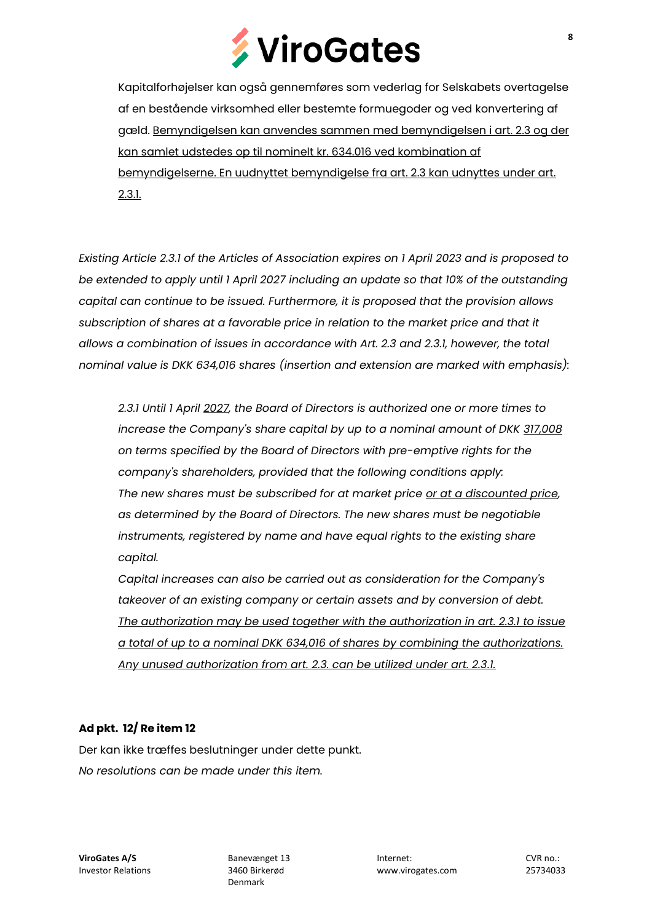Kapitalforhøjelser kan også gennemføres som vederlag for Selskabets overtagelse af en bestående virksomhed eller bestemte formuegoder og ved konvertering af gæld. <u>Bemyndigelsen kan anvendes sammen med bemyndigelsen i art. 2.3 og der kan samlet udstedes op til nominelt kr. 634.016 ved kombination af bemyndigelserne. En uudnyttet bemyndigelse fra art. 2.3 kan udnyttes under art. 2.3.1.</u>

*Existing Article 2.3.1 of the Articles of Association expires on 1 April 2023 and is proposed to be extended to apply until 1 April 2027 including an update so that 10% of the outstanding capital can continue to be issued. Furthermore, it is proposed that the provision allows subscription of shares at a favorable price in relation to the market price and that it allows a combination of issues in accordance with Art. 2.3 and 2.3.1, however, the total nominal value is DKK 634,016 shares (insertion and extension are marked with emphasis)*:

> *2.3.1 Until 1 April <u>2027</u>, the Board of Directors is authorized one or more times to increase the Company's share capital by up to a nominal amount of DKK <u>317,008</u> on terms specified by the Board of Directors with pre-emptive rights for the company's shareholders, provided that the following conditions apply:*
> *The new shares must be subscribed for at market price <u>or at a discounted price</u>, as determined by the Board of Directors. The new shares must be negotiable instruments, registered by name and have equal rights to the existing share capital.*
> *Capital increases can also be carried out as consideration for the Company's takeover of an existing company or certain assets and by conversion of debt. <u>The authorization may be used together with the authorization in art. 2.3.1 to issue a total of up to a nominal DKK 634,016 of shares by combining the authorizations. Any unused authorization from art. 2.3. can be utilized under art. 2.3.1.</u>*

**Ad pkt. 12/ Re item 12**

Der kan ikke træffes beslutninger under dette punkt.

*No resolutions can be made under this item.*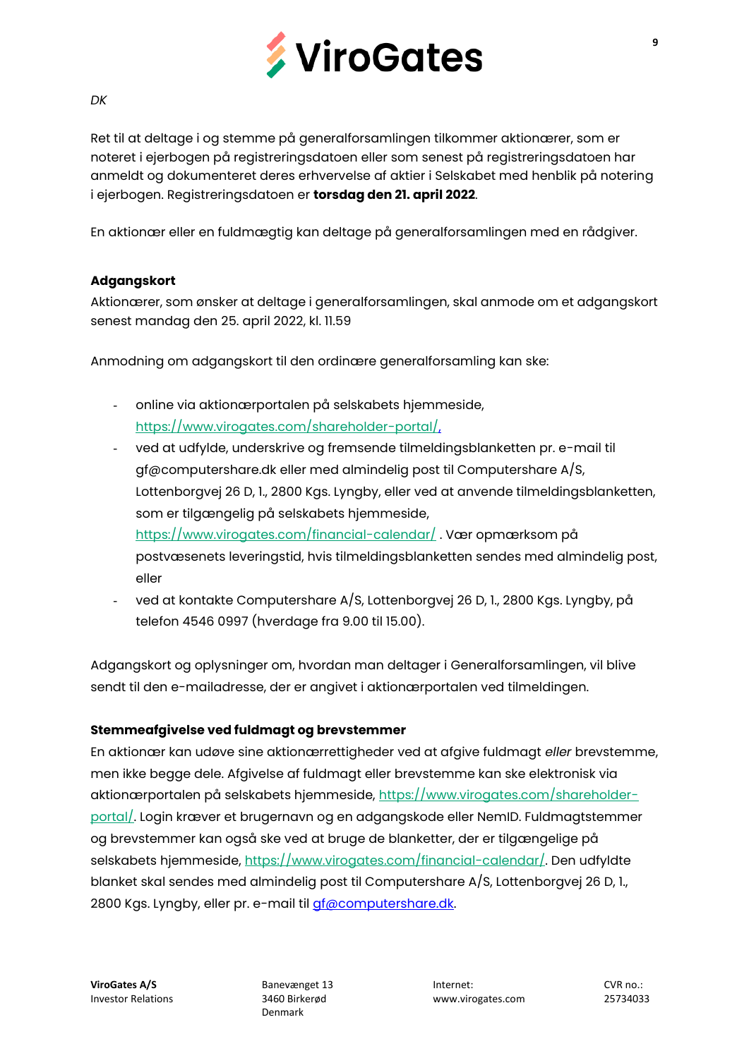*DK*

Ret til at deltage i og stemme på generalforsamlingen tilkommer aktionærer, som er noteret i ejerbogen på registreringsdatoen eller som senest på registreringsdatoen har anmeldt og dokumenteret deres erhvervelse af aktier i Selskabet med henblik på notering i ejerbogen. Registreringsdatoen er **torsdag den 21. april 2022**.

En aktionær eller en fuldmægtig kan deltage på generalforsamlingen med en rådgiver.

**Adgangskort**

Aktionærer, som ønsker at deltage i generalforsamlingen, skal anmode om et adgangskort senest mandag den 25. april 2022, kl. 11.59

Anmodning om adgangskort til den ordinære generalforsamling kan ske:

- online via aktionærportalen på selskabets hjemmeside, https://www.virogates.com/shareholder-portal/,
- ved at udfylde, underskrive og fremsende tilmeldingsblanketten pr. e-mail til gf@computershare.dk eller med almindelig post til Computershare A/S, Lottenborgvej 26 D, 1., 2800 Kgs. Lyngby, eller ved at anvende tilmeldingsblanketten, som er tilgængelig på selskabets hjemmeside, https://www.virogates.com/financial-calendar/ . Vær opmærksom på postvæsenets leveringstid, hvis tilmeldingsblanketten sendes med almindelig post, eller
- ved at kontakte Computershare A/S, Lottenborgvej 26 D, 1., 2800 Kgs. Lyngby, på telefon 4546 0997 (hverdage fra 9.00 til 15.00).

Adgangskort og oplysninger om, hvordan man deltager i Generalforsamlingen, vil blive sendt til den e-mailadresse, der er angivet i aktionærportalen ved tilmeldingen.

**Stemmeafgivelse ved fuldmagt og brevstemmer**

En aktionær kan udøve sine aktionærrettigheder ved at afgive fuldmagt *eller* brevstemme, men ikke begge dele. Afgivelse af fuldmagt eller brevstemme kan ske elektronisk via aktionærportalen på selskabets hjemmeside, https://www.virogates.com/shareholder-portal/. Login kræver et brugernavn og en adgangskode eller NemID. Fuldmagtstemmer og brevstemmer kan også ske ved at bruge de blanketter, der er tilgængelige på selskabets hjemmeside, https://www.virogates.com/financial-calendar/. Den udfyldte blanket skal sendes med almindelig post til Computershare A/S, Lottenborgvej 26 D, 1., 2800 Kgs. Lyngby, eller pr. e-mail til gf@computershare.dk.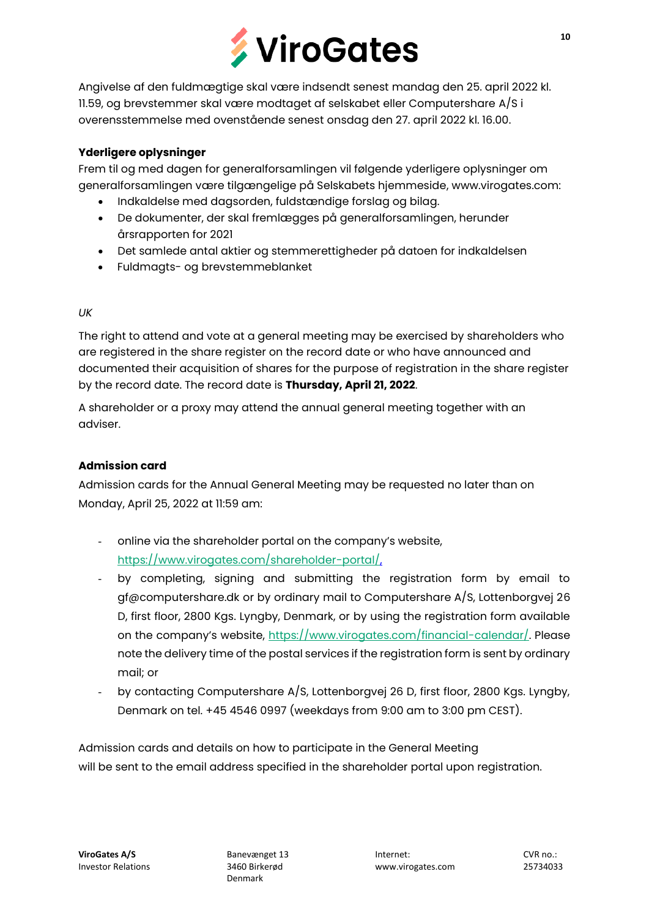Angivelse af den fuldmægtige skal være indsendt senest mandag den 25. april 2022 kl. 11.59, og brevstemmer skal være modtaget af selskabet eller Computershare A/S i overensstemmelse med ovenstående senest onsdag den 27. april 2022 kl. 16.00.

**Yderligere oplysninger**

Frem til og med dagen for generalforsamlingen vil følgende yderligere oplysninger om generalforsamlingen være tilgængelige på Selskabets hjemmeside, www.virogates.com:

- Indkaldelse med dagsorden, fuldstændige forslag og bilag.
- De dokumenter, der skal fremlægges på generalforsamlingen, herunder årsrapporten for 2021
- Det samlede antal aktier og stemmerettigheder på datoen for indkaldelsen
- Fuldmagts- og brevstemmeblanket

*UK*

The right to attend and vote at a general meeting may be exercised by shareholders who are registered in the share register on the record date or who have announced and documented their acquisition of shares for the purpose of registration in the share register by the record date. The record date is **Thursday, April 21, 2022**.

A shareholder or a proxy may attend the annual general meeting together with an adviser.

**Admission card**

Admission cards for the Annual General Meeting may be requested no later than on Monday, April 25, 2022 at 11:59 am:

- online via the shareholder portal on the company's website, https://www.virogates.com/shareholder-portal/,
- by completing, signing and submitting the registration form by email to gf@computershare.dk or by ordinary mail to Computershare A/S, Lottenborgvej 26 D, first floor, 2800 Kgs. Lyngby, Denmark, or by using the registration form available on the company's website, https://www.virogates.com/financial-calendar/. Please note the delivery time of the postal services if the registration form is sent by ordinary mail; or
- by contacting Computershare A/S, Lottenborgvej 26 D, first floor, 2800 Kgs. Lyngby, Denmark on tel. +45 4546 0997 (weekdays from 9:00 am to 3:00 pm CEST).

Admission cards and details on how to participate in the General Meeting will be sent to the email address specified in the shareholder portal upon registration.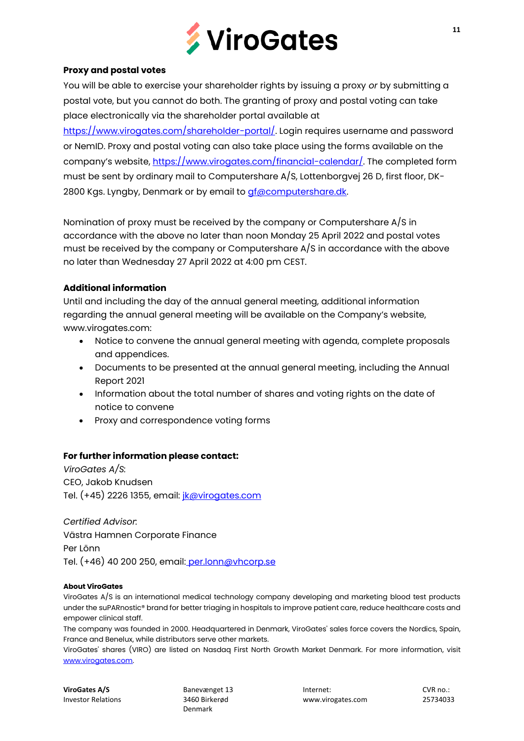**Proxy and postal votes**

You will be able to exercise your shareholder rights by issuing a proxy *or* by submitting a postal vote, but you cannot do both. The granting of proxy and postal voting can take place electronically via the shareholder portal available at https://www.virogates.com/shareholder-portal/. Login requires username and password or NemID. Proxy and postal voting can also take place using the forms available on the company's website, https://www.virogates.com/financial-calendar/. The completed form must be sent by ordinary mail to Computershare A/S, Lottenborgvej 26 D, first floor, DK-2800 Kgs. Lyngby, Denmark or by email to gf@computershare.dk.

Nomination of proxy must be received by the company or Computershare A/S in accordance with the above no later than noon Monday 25 April 2022 and postal votes must be received by the company or Computershare A/S in accordance with the above no later than Wednesday 27 April 2022 at 4:00 pm CEST.

**Additional information**

Until and including the day of the annual general meeting, additional information regarding the annual general meeting will be available on the Company's website, www.virogates.com:

- Notice to convene the annual general meeting with agenda, complete proposals and appendices.
- Documents to be presented at the annual general meeting, including the Annual Report 2021
- Information about the total number of shares and voting rights on the date of notice to convene
- Proxy and correspondence voting forms

**For further information please contact:**

*ViroGates A/S*:
CEO, Jakob Knudsen
Tel. (+45) 2226 1355, email: jk@virogates.com

*Certified Advisor*:
Västra Hamnen Corporate Finance
Per Lönn
Tel. (+46) 40 200 250, email: per.lonn@vhcorp.se

**About ViroGates**

ViroGates A/S is an international medical technology company developing and marketing blood test products under the suPARnostic® brand for better triaging in hospitals to improve patient care, reduce healthcare costs and empower clinical staff.

The company was founded in 2000. Headquartered in Denmark, ViroGates' sales force covers the Nordics, Spain, France and Benelux, while distributors serve other markets.

ViroGates' shares (VIRO) are listed on Nasdaq First North Growth Market Denmark. For more information, visit www.virogates.com.

**ViroGates A/S**
Investor Relations

Banevænget 13
3460 Birkerød
Denmark

Internet:
www.virogates.com

CVR no.:
25734033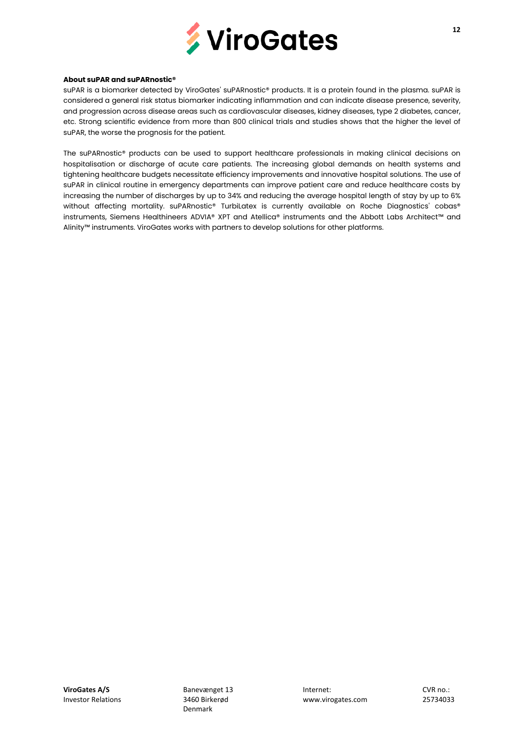**About suPAR and suPARnostic®**

suPAR is a biomarker detected by ViroGates' suPARnostic® products. It is a protein found in the plasma. suPAR is considered a general risk status biomarker indicating inflammation and can indicate disease presence, severity, and progression across disease areas such as cardiovascular diseases, kidney diseases, type 2 diabetes, cancer, etc. Strong scientific evidence from more than 800 clinical trials and studies shows that the higher the level of suPAR, the worse the prognosis for the patient.

The suPARnostic® products can be used to support healthcare professionals in making clinical decisions on hospitalisation or discharge of acute care patients. The increasing global demands on health systems and tightening healthcare budgets necessitate efficiency improvements and innovative hospital solutions. The use of suPAR in clinical routine in emergency departments can improve patient care and reduce healthcare costs by increasing the number of discharges by up to 34% and reducing the average hospital length of stay by up to 6% without affecting mortality. suPARnostic® TurbiLatex is currently available on Roche Diagnostics' cobas® instruments, Siemens Healthineers ADVIA® XPT and Atellica® instruments and the Abbott Labs Architect™ and Alinity™ instruments. ViroGates works with partners to develop solutions for other platforms.

**ViroGates A/S**
Investor Relations

Banevænget 13
3460 Birkerød
Denmark

Internet:
www.virogates.com

CVR no.:
25734033